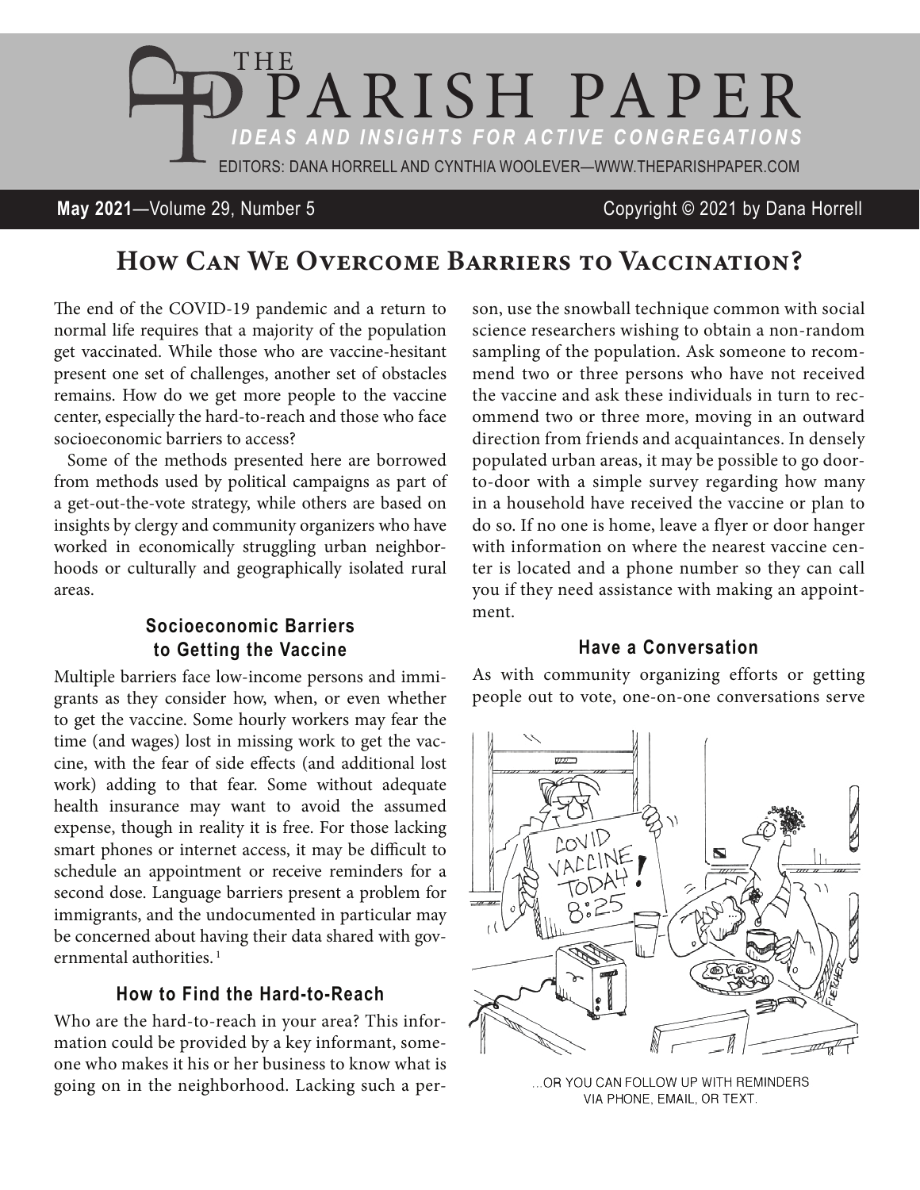# THE PARISH PAPER

*IDEAS AND INSIGHTS FOR ACTIVE CONGREGATIONS*

EDITORS: DANA HORRELL AND CYNTHIA WOOLEVER—WWW.THEPARISHPAPER.COM

**May 2021**—Volume 29, Number 5 Copyright © 2021 by Dana Horrell

## How Can We Overcome Barriers to Vaccination?

The end of the COVID-19 pandemic and a return to normal life requires that a majority of the population get vaccinated. While those who are vaccine-hesitant present one set of challenges, another set of obstacles remains. How do we get more people to the vaccine center, especially the hard-to-reach and those who face socioeconomic barriers to access?

Some of the methods presented here are borrowed from methods used by political campaigns as part of a get-out-the-vote strategy, while others are based on insights by clergy and community organizers who have worked in economically struggling urban neighborhoods or culturally and geographically isolated rural areas.

### Socioeconomic Barriers to Getting the Vaccine

Multiple barriers face low-income persons and immigrants as they consider how, when, or even whether to get the vaccine. Some hourly workers may fear the time (and wages) lost in missing work to get the vaccine, with the fear of side effects (and additional lost work) adding to that fear. Some without adequate health insurance may want to avoid the assumed expense, though in reality it is free. For those lacking smart phones or internet access, it may be difficult to schedule an appointment or receive reminders for a second dose. Language barriers present a problem for immigrants, and the undocumented in particular may be concerned about having their data shared with governmental authorities.[1]

### How to Find the Hard-to-Reach

Who are the hard-to-reach in your area? This information could be provided by a key informant, someone who makes it his or her business to know what is going on in the neighborhood. Lacking such a person, use the snowball technique common with social science researchers wishing to obtain a non-random sampling of the population. Ask someone to recommend two or three persons who have not received the vaccine and ask these individuals in turn to recommend two or three more, moving in an outward direction from friends and acquaintances. In densely populated urban areas, it may be possible to go door-to-door with a simple survey regarding how many in a household have received the vaccine or plan to do so. If no one is home, leave a flyer or door hanger with information on where the nearest vaccine center is located and a phone number so they can call you if they need assistance with making an appointment.

### Have a Conversation

As with community organizing efforts or getting people out to vote, one-on-one conversations serve

...OR YOU CAN FOLLOW UP WITH REMINDERS VIA PHONE, EMAIL, OR TEXT.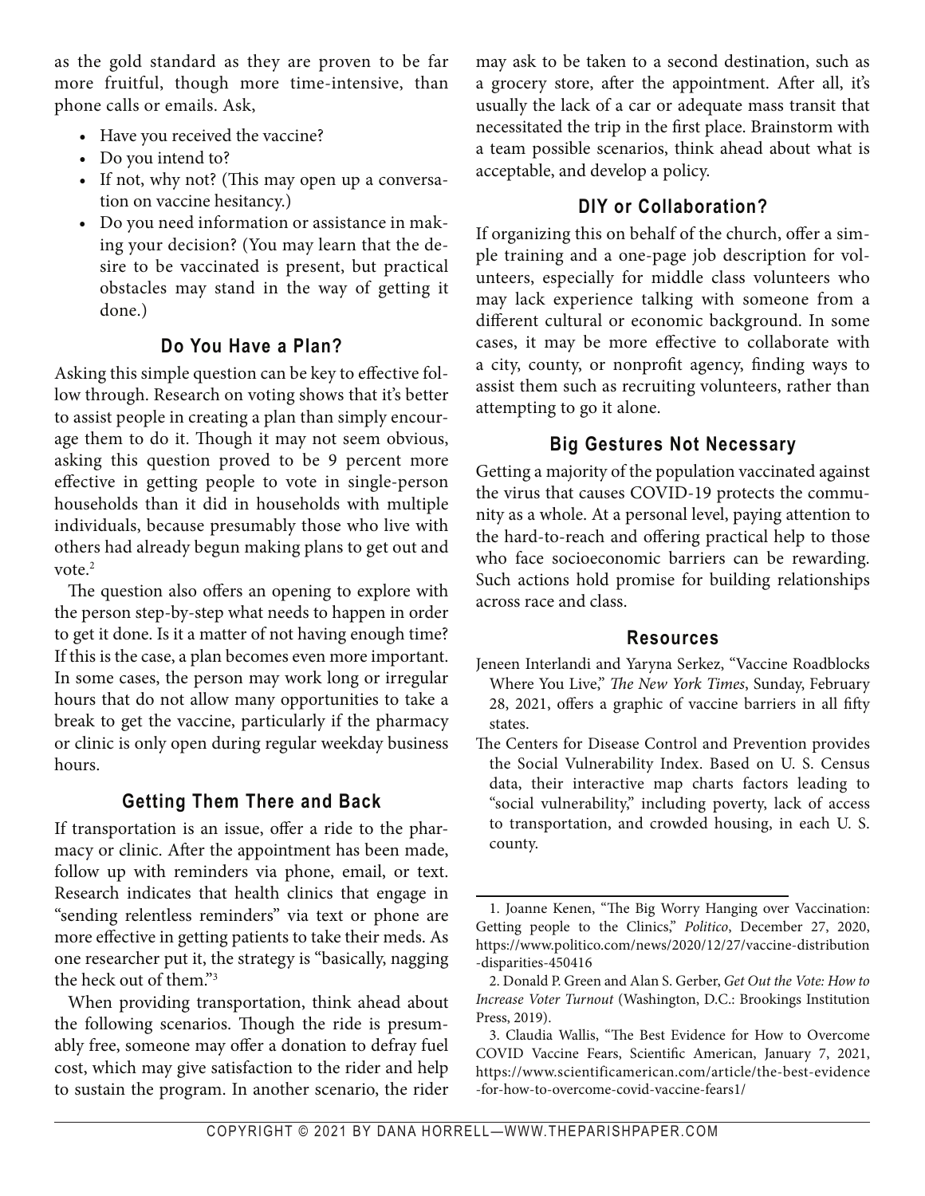as the gold standard as they are proven to be far more fruitful, though more time-intensive, than phone calls or emails. Ask,

- Have you received the vaccine?
- Do you intend to?
- If not, why not? (This may open up a conversation on vaccine hesitancy.)
- Do you need information or assistance in making your decision? (You may learn that the desire to be vaccinated is present, but practical obstacles may stand in the way of getting it done.)

## Do You Have a Plan?

Asking this simple question can be key to effective follow through. Research on voting shows that it's better to assist people in creating a plan than simply encourage them to do it. Though it may not seem obvious, asking this question proved to be 9 percent more effective in getting people to vote in single-person households than it did in households with multiple individuals, because presumably those who live with others had already begun making plans to get out and vote.[2]

The question also offers an opening to explore with the person step-by-step what needs to happen in order to get it done. Is it a matter of not having enough time? If this is the case, a plan becomes even more important. In some cases, the person may work long or irregular hours that do not allow many opportunities to take a break to get the vaccine, particularly if the pharmacy or clinic is only open during regular weekday business hours.

## Getting Them There and Back

If transportation is an issue, offer a ride to the pharmacy or clinic. After the appointment has been made, follow up with reminders via phone, email, or text. Research indicates that health clinics that engage in "sending relentless reminders" via text or phone are more effective in getting patients to take their meds. As one researcher put it, the strategy is "basically, nagging the heck out of them."[3]

When providing transportation, think ahead about the following scenarios. Though the ride is presumably free, someone may offer a donation to defray fuel cost, which may give satisfaction to the rider and help to sustain the program. In another scenario, the rider may ask to be taken to a second destination, such as a grocery store, after the appointment. After all, it's usually the lack of a car or adequate mass transit that necessitated the trip in the first place. Brainstorm with a team possible scenarios, think ahead about what is acceptable, and develop a policy.

## DIY or Collaboration?

If organizing this on behalf of the church, offer a simple training and a one-page job description for volunteers, especially for middle class volunteers who may lack experience talking with someone from a different cultural or economic background. In some cases, it may be more effective to collaborate with a city, county, or nonprofit agency, finding ways to assist them such as recruiting volunteers, rather than attempting to go it alone.

## Big Gestures Not Necessary

Getting a majority of the population vaccinated against the virus that causes COVID-19 protects the community as a whole. At a personal level, paying attention to the hard-to-reach and offering practical help to those who face socioeconomic barriers can be rewarding. Such actions hold promise for building relationships across race and class.

## Resources

Jeneen Interlandi and Yaryna Serkez, "Vaccine Roadblocks Where You Live," *The New York Times*, Sunday, February 28, 2021, offers a graphic of vaccine barriers in all fifty states.

The Centers for Disease Control and Prevention provides the Social Vulnerability Index. Based on U. S. Census data, their interactive map charts factors leading to "social vulnerability," including poverty, lack of access to transportation, and crowded housing, in each U. S. county.

---

1. Joanne Kenen, "The Big Worry Hanging over Vaccination: Getting people to the Clinics," *Politico*, December 27, 2020, https://www.politico.com/news/2020/12/27/vaccine-distribution-disparities-450416

2. Donald P. Green and Alan S. Gerber, *Get Out the Vote: How to Increase Voter Turnout* (Washington, D.C.: Brookings Institution Press, 2019).

3. Claudia Wallis, "The Best Evidence for How to Overcome COVID Vaccine Fears, Scientific American, January 7, 2021, https://www.scientificamerican.com/article/the-best-evidence-for-how-to-overcome-covid-vaccine-fears1/

COPYRIGHT © 2021 BY DANA HORRELL—WWW.THEPARISHPAPER.COM